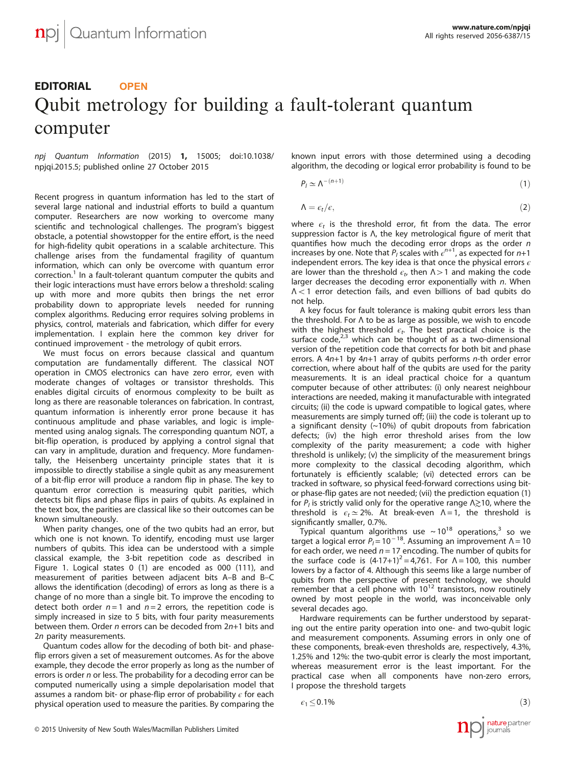# EDITORIAL OPEN

# Qubit metrology for building a fault-tolerant quantum computer

npj Quantum Information (2015) **1,** 15005; doi:10.1038/npjqi.2015.5; published online 27 October 2015

Recent progress in quantum information has led to the start of several large national and industrial efforts to build a quantum computer. Researchers are now working to overcome many scientific and technological challenges. The program's biggest obstacle, a potential showstopper for the entire effort, is the need for high-fidelity qubit operations in a scalable architecture. This challenge arises from the fundamental fragility of quantum information, which can only be overcome with quantum error correction.[1] In a fault-tolerant quantum computer the qubits and their logic interactions must have errors below a threshold: scaling up with more and more qubits then brings the net error probability down to appropriate levels needed for running complex algorithms. Reducing error requires solving problems in physics, control, materials and fabrication, which differ for every implementation. I explain here the common key driver for continued improvement - the metrology of qubit errors.

We must focus on errors because classical and quantum computation are fundamentally different. The classical NOT operation in CMOS electronics can have zero error, even with moderate changes of voltages or transistor thresholds. This enables digital circuits of enormous complexity to be built as long as there are reasonable tolerances on fabrication. In contrast, quantum information is inherently error prone because it has continuous amplitude and phase variables, and logic is implemented using analog signals. The corresponding quantum NOT, a bit-flip operation, is produced by applying a control signal that can vary in amplitude, duration and frequency. More fundamentally, the Heisenberg uncertainty principle states that it is impossible to directly stabilise a single qubit as any measurement of a bit-flip error will produce a random flip in phase. The key to quantum error correction is measuring qubit parities, which detects bit flips and phase flips in pairs of qubits. As explained in the text box, the parities are classical like so their outcomes can be known simultaneously.

When parity changes, one of the two qubits had an error, but which one is not known. To identify, encoding must use larger numbers of qubits. This idea can be understood with a simple classical example, the 3-bit repetition code as described in Figure 1. Logical states 0 (1) are encoded as 000 (111), and measurement of parities between adjacent bits A–B and B–C allows the identification (decoding) of errors as long as there is a change of no more than a single bit. To improve the encoding to detect both order $n=1$ and $n=2$ errors, the repetition code is simply increased in size to 5 bits, with four parity measurements between them. Order $n$ errors can be decoded from $2n+1$ bits and $2n$ parity measurements.

Quantum codes allow for the decoding of both bit- and phase-flip errors given a set of measurement outcomes. As for the above example, they decode the error properly as long as the number of errors is order $n$ or less. The probability for a decoding error can be computed numerically using a simple depolarisation model that assumes a random bit- or phase-flip error of probability $\epsilon$ for each physical operation used to measure the parities. By comparing the known input errors with those determined using a decoding algorithm, the decoding or logical error probability is found to be

$$P_l \simeq \Lambda^{-(n+1)} \tag{1}$$

$$\Lambda = \epsilon_t/\epsilon, \tag{2}$$

where $\epsilon_t$ is the threshold error, fit from the data. The error suppression factor is $\Lambda$, the key metrological figure of merit that quantifies how much the decoding error drops as the order $n$ increases by one. Note that $P_l$ scales with $\epsilon^{n+1}$, as expected for $n+1$ independent errors. The key idea is that once the physical errors $\epsilon$ are lower than the threshold $\epsilon_t$, then $\Lambda>1$ and making the code larger decreases the decoding error exponentially with $n$. When $\Lambda<1$ error detection fails, and even billions of bad qubits do not help.

A key focus for fault tolerance is making qubit errors less than the threshold. For $\Lambda$ to be as large as possible, we wish to encode with the highest threshold $\epsilon_t$. The best practical choice is the surface code,[2,3] which can be thought of as a two-dimensional version of the repetition code that corrects for both bit and phase errors. A $4n+1$ by $4n+1$ array of qubits performs $n$-th order error correction, where about half of the qubits are used for the parity measurements. It is an ideal practical choice for a quantum computer because of other attributes: (i) only nearest neighbour interactions are needed, making it manufacturable with integrated circuits; (ii) the code is upward compatible to logical gates, where measurements are simply turned off; (iii) the code is tolerant up to a significant density (~10%) of qubit dropouts from fabrication defects; (iv) the high error threshold arises from the low complexity of the parity measurement; a code with higher threshold is unlikely; (v) the simplicity of the measurement brings more complexity to the classical decoding algorithm, which fortunately is efficiently scalable; (vi) detected errors can be tracked in software, so physical feed-forward corrections using bit- or phase-flip gates are not needed; (vii) the prediction equation (1) for $P_l$ is strictly valid only for the operative range $\Lambda \gtrsim 10$, where the threshold is $\epsilon_t \simeq 2\%$. At break-even $\Lambda=1$, the threshold is significantly smaller, 0.7%.

Typical quantum algorithms use $\sim 10^{18}$ operations,[3] so we target a logical error $P_l=10^{-18}$. Assuming an improvement $\Lambda=10$ for each order, we need $n=17$ encoding. The number of qubits for the surface code is $(4{\cdot}17+1)^2=4{,}761$. For $\Lambda=100$, this number lowers by a factor of 4. Although this seems like a large number of qubits from the perspective of present technology, we should remember that a cell phone with $10^{12}$ transistors, now routinely owned by most people in the world, was inconceivable only several decades ago.

Hardware requirements can be further understood by separating out the entire parity operation into one- and two-qubit logic and measurement components. Assuming errors in only one of these components, break-even thresholds are, respectively, 4.3%, 1.25% and 12%: the two-qubit error is clearly the most important, whereas measurement error is the least important. For the practical case when all components have non-zero errors, I propose the threshold targets

$$\epsilon_1 \leq 0.1\% \tag{3}$$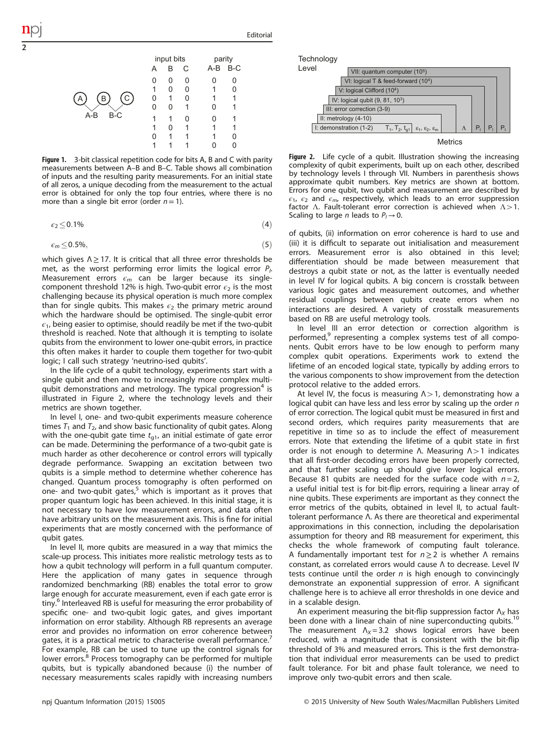| input bits | | | parity | |
|---|---|---|---|---|
| A | B | C | A-B | B-C |
| 0 | 0 | 0 | 0 | 0 |
| 1 | 0 | 0 | 1 | 0 |
| 0 | 1 | 0 | 1 | 1 |
| 0 | 0 | 1 | 0 | 1 |
| 1 | 1 | 0 | 0 | 1 |
| 1 | 0 | 1 | 1 | 1 |
| 0 | 1 | 1 | 1 | 0 |
| 1 | 1 | 1 | 0 | 0 |

A B C

A-B B-C

**Figure 1.** 3-bit classical repetition code for bits A, B and C with parity measurements between A–B and B–C. Table shows all combination of inputs and the resulting parity measurements. For an initial state of all zeros, a unique decoding from the measurement to the actual error is obtained for only the top four entries, where there is no more than a single bit error (order $n=1$).

$$\epsilon_2 \le 0.1\% \tag{4}$$

$$\epsilon_m \le 0.5\%, \tag{5}$$

which gives $\Lambda \ge 17$. It is critical that all three error thresholds be met, as the worst performing error limits the logical error $P_l$. Measurement errors $\epsilon_m$ can be larger because its single-component threshold 12% is high. Two-qubit error $\epsilon_2$ is the most challenging because its physical operation is much more complex than for single qubits. This makes $\epsilon_2$ the primary metric around which the hardware should be optimised. The single-qubit error $\epsilon_1$, being easier to optimise, should readily be met if the two-qubit threshold is reached. Note that although it is tempting to isolate qubits from the environment to lower one-qubit errors, in practice this often makes it harder to couple them together for two-qubit logic; I call such strategy 'neutrino-ised qubits'.

In the life cycle of a qubit technology, experiments start with a single qubit and then move to increasingly more complex multi-qubit demonstrations and metrology. The typical progression[4] is illustrated in Figure 2, where the technology levels and their metrics are shown together.

In level I, one- and two-qubit experiments measure coherence times $T_1$ and $T_2$, and show basic functionality of qubit gates. Along with the one-qubit gate time $t_{g1}$, an initial estimate of gate error can be made. Determining the performance of a two-qubit gate is much harder as other decoherence or control errors will typically degrade performance. Swapping an excitation between two qubits is a simple method to determine whether coherence has changed. Quantum process tomography is often performed on one- and two-qubit gates,[5] which is important as it proves that proper quantum logic has been achieved. In this initial stage, it is not necessary to have low measurement errors, and data often have arbitrary units on the measurement axis. This is fine for initial experiments that are mostly concerned with the performance of qubit gates.

In level II, more qubits are measured in a way that mimics the scale-up process. This initiates more realistic metrology tests as to how a qubit technology will perform in a full quantum computer. Here the application of many gates in sequence through randomized benchmarking (RB) enables the total error to grow large enough for accurate measurement, even if each gate error is tiny.[6] Interleaved RB is useful for measuring the error probability of specific one- and two-qubit logic gates, and gives important information on error stability. Although RB represents an average error and provides no information on error coherence between gates, it is a practical metric to characterise overall performance.[7] For example, RB can be used to tune up the control signals for lower errors.[8] Process tomography can be performed for multiple qubits, but is typically abandoned because (i) the number of necessary measurements scales rapidly with increasing numbers

Technology Level

VII: quantum computer ($10^5$)

VI: logical T & feed-forward ($10^4$)

V: logical Clifford ($10^4$)

IV: logical qubit (9, 81, $10^3$)

III: error correction (3-9)

II: metrology (4-10)

I: demonstration (1-2) $T_1$, $T_2$, $t_{g1}$ $\epsilon_1$, $\epsilon_2$, $\epsilon_m$ $\Lambda$ $P_l$ $P_l$ $P_l$

Metrics

**Figure 2.** Life cycle of a qubit. Illustration showing the increasing complexity of qubit experiments, built up on each other, described by technology levels I through VII. Numbers in parenthesis shows approximate qubit numbers. Key metrics are shown at bottom. Errors for one qubit, two qubit and measurement are described by $\epsilon_1$, $\epsilon_2$ and $\epsilon_m$, respectively, which leads to an error suppression factor $\Lambda$. Fault-tolerant error correction is achieved when $\Lambda > 1$. Scaling to large $n$ leads to $P_l \to 0$.

of qubits, (ii) information on error coherence is hard to use and (iii) it is difficult to separate out initialisation and measurement errors. Measurement error is also obtained in this level; differentiation should be made between measurement that destroys a qubit state or not, as the latter is eventually needed in level IV for logical qubits. A big concern is crosstalk between various logic gates and measurement outcomes, and whether residual couplings between qubits create errors when no interactions are desired. A variety of crosstalk measurements based on RB are useful metrology tools.

In level III an error detection or correction algorithm is performed,[9] representing a complex systems test of all components. Qubit errors have to be low enough to perform many complex qubit operations. Experiments work to extend the lifetime of an encoded logical state, typically by adding errors to the various components to show improvement from the detection protocol relative to the added errors.

At level IV, the focus is measuring $\Lambda > 1$, demonstrating how a logical qubit can have less and less error by scaling up the order $n$ of error correction. The logical qubit must be measured in first and second orders, which requires parity measurements that are repetitive in time so as to include the effect of measurement errors. Note that extending the lifetime of a qubit state in first order is not enough to determine $\Lambda$. Measuring $\Lambda > 1$ indicates that all first-order decoding errors have been properly corrected, and that further scaling up should give lower logical errors. Because 81 qubits are needed for the surface code with $n=2$, a useful initial test is for bit-flip errors, requiring a linear array of nine qubits. These experiments are important as they connect the error metrics of the qubits, obtained in level II, to actual fault-tolerant performance $\Lambda$. As there are theoretical and experimental approximations in this connection, including the depolarisation assumption for theory and RB measurement for experiment, this checks the whole framework of computing fault tolerance. A fundamentally important test for $n \ge 2$ is whether $\Lambda$ remains constant, as correlated errors would cause $\Lambda$ to decrease. Level IV tests continue until the order $n$ is high enough to convincingly demonstrate an exponential suppression of error. A significant challenge here is to achieve all error thresholds in one device and in a scalable design.

An experiment measuring the bit-flip suppression factor $\Lambda_X$ has been done with a linear chain of nine superconducting qubits.[10] The measurement $\Lambda_X = 3.2$ shows logical errors have been reduced, with a magnitude that is consistent with the bit-flip threshold of 3% and measured errors. This is the first demonstration that individual error measurements can be used to predict fault tolerance. For bit and phase fault tolerance, we need to improve only two-qubit errors and then scale.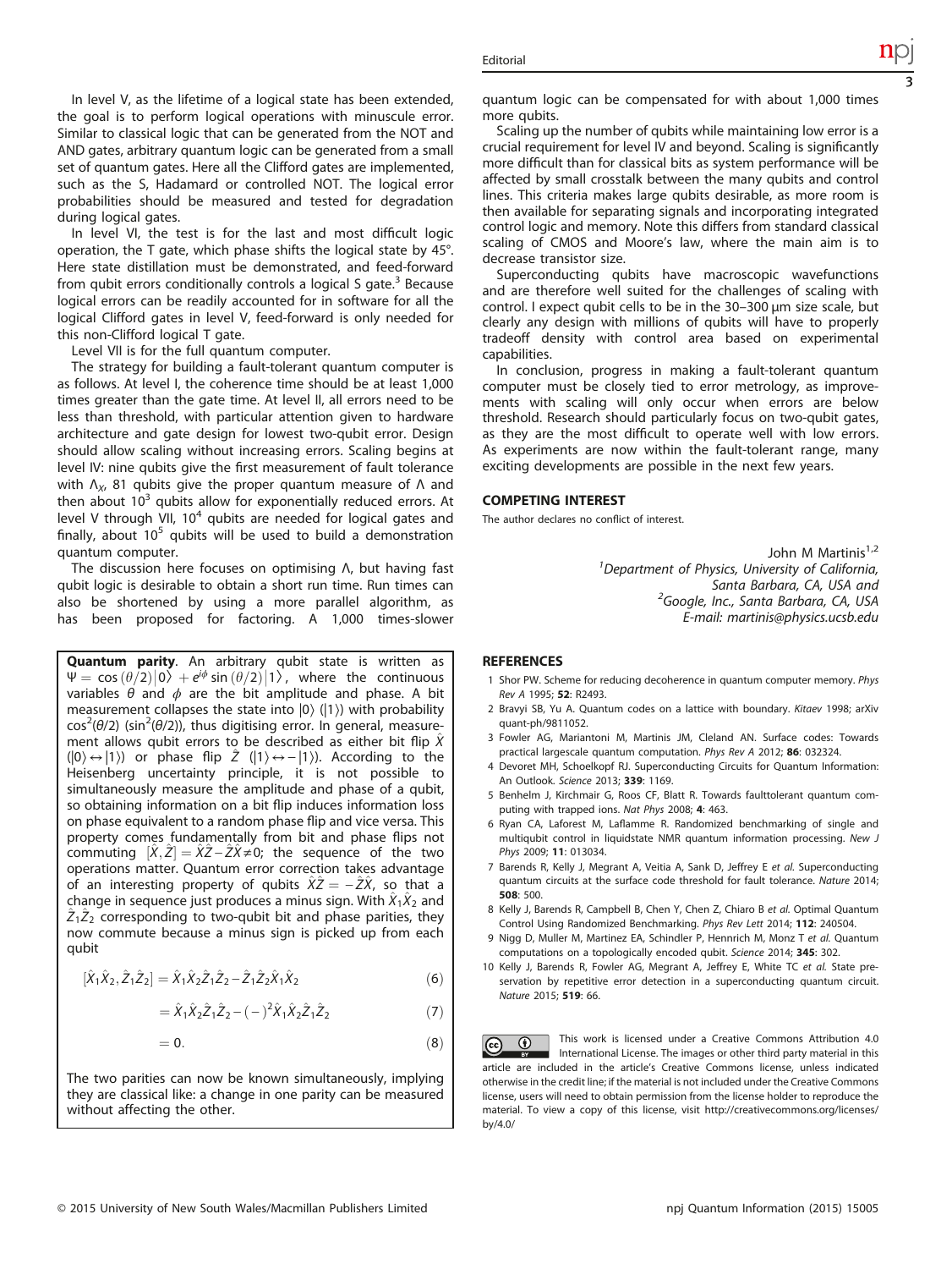In level V, as the lifetime of a logical state has been extended, the goal is to perform logical operations with minuscule error. Similar to classical logic that can be generated from the NOT and AND gates, arbitrary quantum logic can be generated from a small set of quantum gates. Here all the Clifford gates are implemented, such as the S, Hadamard or controlled NOT. The logical error probabilities should be measured and tested for degradation during logical gates.

In level VI, the test is for the last and most difficult logic operation, the T gate, which phase shifts the logical state by 45°. Here state distillation must be demonstrated, and feed-forward from qubit errors conditionally controls a logical S gate.[3] Because logical errors can be readily accounted for in software for all the logical Clifford gates in level V, feed-forward is only needed for this non-Clifford logical T gate.

Level VII is for the full quantum computer.

The strategy for building a fault-tolerant quantum computer is as follows. At level I, the coherence time should be at least 1,000 times greater than the gate time. At level II, all errors need to be less than threshold, with particular attention given to hardware architecture and gate design for lowest two-qubit error. Design should allow scaling without increasing errors. Scaling begins at level IV: nine qubits give the first measurement of fault tolerance with $\Lambda_X$, 81 qubits give the proper quantum measure of $\Lambda$ and then about $10^3$ qubits allow for exponentially reduced errors. At level V through VII, $10^4$ qubits are needed for logical gates and finally, about $10^5$ qubits will be used to build a demonstration quantum computer.

The discussion here focuses on optimising $\Lambda$, but having fast qubit logic is desirable to obtain a short run time. Run times can also be shortened by using a more parallel algorithm, as has been proposed for factoring. A 1,000 times-slower quantum logic can be compensated for with about 1,000 times more qubits.

Scaling up the number of qubits while maintaining low error is a crucial requirement for level IV and beyond. Scaling is significantly more difficult than for classical bits as system performance will be affected by small crosstalk between the many qubits and control lines. This criteria makes large qubits desirable, as more room is then available for separating signals and incorporating integrated control logic and memory. Note this differs from standard classical scaling of CMOS and Moore's law, where the main aim is to decrease transistor size.

Superconducting qubits have macroscopic wavefunctions and are therefore well suited for the challenges of scaling with control. I expect qubit cells to be in the 30–300 μm size scale, but clearly any design with millions of qubits will have to properly tradeoff density with control area based on experimental capabilities.

In conclusion, progress in making a fault-tolerant quantum computer must be closely tied to error metrology, as improvements with scaling will only occur when errors are below threshold. Research should particularly focus on two-qubit gates, as they are the most difficult to operate well with low errors. As experiments are now within the fault-tolerant range, many exciting developments are possible in the next few years.

**Quantum parity**. An arbitrary qubit state is written as $\Psi = \cos(\theta/2)|0\rangle + e^{i\phi}\sin(\theta/2)|1\rangle$, where the continuous variables $\theta$ and $\phi$ are the bit amplitude and phase. A bit measurement collapses the state into $|0\rangle$ ($|1\rangle$) with probability $\cos^2(\theta/2)$ ($\sin^2(\theta/2)$), thus digitising error. In general, measurement allows qubit errors to be described as either bit flip $\hat{X}$ ($|0\rangle \leftrightarrow |1\rangle$) or phase flip $\hat{Z}$ ($|1\rangle \leftrightarrow -|1\rangle$). According to the Heisenberg uncertainty principle, it is not possible to simultaneously measure the amplitude and phase of a qubit, so obtaining information on a bit flip induces information loss on phase equivalent to a random phase flip and vice versa. This property comes fundamentally from bit and phase flips not commuting $[\hat{X}, \hat{Z}] = \hat{X}\hat{Z} - \hat{Z}\hat{X} \neq 0$; the sequence of the two operations matter. Quantum error correction takes advantage of an interesting property of qubits $\hat{X}\hat{Z} = -\hat{Z}\hat{X}$, so that a change in sequence just produces a minus sign. With $\hat{X}_1\hat{X}_2$ and $\hat{Z}_1\hat{Z}_2$ corresponding to two-qubit bit and phase parities, they now commute because a minus sign is picked up from each qubit

$$[\hat{X}_1\hat{X}_2, \hat{Z}_1\hat{Z}_2] = \hat{X}_1\hat{X}_2\hat{Z}_1\hat{Z}_2 - \hat{Z}_1\hat{Z}_2\hat{X}_1\hat{X}_2 \quad (6)$$

$$= \hat{X}_1\hat{X}_2\hat{Z}_1\hat{Z}_2 - (-)^2\hat{X}_1\hat{X}_2\hat{Z}_1\hat{Z}_2 \quad (7)$$

$$= 0. \quad (8)$$

The two parities can now be known simultaneously, implying they are classical like: a change in one parity can be measured without affecting the other.

## COMPETING INTEREST

The author declares no conflict of interest.

John M Martinis[1,2]
[1]Department of Physics, University of California, Santa Barbara, CA, USA and
[2]Google, Inc., Santa Barbara, CA, USA
E-mail: martinis@physics.ucsb.edu

## REFERENCES

1. Shor PW. Scheme for reducing decoherence in quantum computer memory. *Phys Rev A* 1995; **52**: R2493.
2. Bravyi SB, Yu A. Quantum codes on a lattice with boundary. *Kitaev* 1998; arXiv quant-ph/9811052.
3. Fowler AG, Mariantoni M, Martinis JM, Cleland AN. Surface codes: Towards practical largescale quantum computation. *Phys Rev A* 2012; **86**: 032324.
4. Devoret MH, Schoelkopf RJ. Superconducting Circuits for Quantum Information: An Outlook. *Science* 2013; **339**: 1169.
5. Benhelm J, Kirchmair G, Roos CF, Blatt R. Towards faulttolerant quantum computing with trapped ions. *Nat Phys* 2008; **4**: 463.
6. Ryan CA, Laforest M, Laflamme R. Randomized benchmarking of single and multiqubit control in liquidstate NMR quantum information processing. *New J Phys* 2009; **11**: 013034.
7. Barends R, Kelly J, Megrant A, Veitia A, Sank D, Jeffrey E *et al.* Superconducting quantum circuits at the surface code threshold for fault tolerance. *Nature* 2014; **508**: 500.
8. Kelly J, Barends R, Campbell B, Chen Y, Chen Z, Chiaro B *et al.* Optimal Quantum Control Using Randomized Benchmarking. *Phys Rev Lett* 2014; **112**: 240504.
9. Nigg D, Muller M, Martinez EA, Schindler P, Hennrich M, Monz T *et al.* Quantum computations on a topologically encoded qubit. *Science* 2014; **345**: 302.
10. Kelly J, Barends R, Fowler AG, Megrant A, Jeffrey E, White TC *et al.* State preservation by repetitive error detection in a superconducting quantum circuit. *Nature* 2015; **519**: 66.

This work is licensed under a Creative Commons Attribution 4.0 International License. The images or other third party material in this article are included in the article's Creative Commons license, unless indicated otherwise in the credit line; if the material is not included under the Creative Commons license, users will need to obtain permission from the license holder to reproduce the material. To view a copy of this license, visit http://creativecommons.org/licenses/by/4.0/